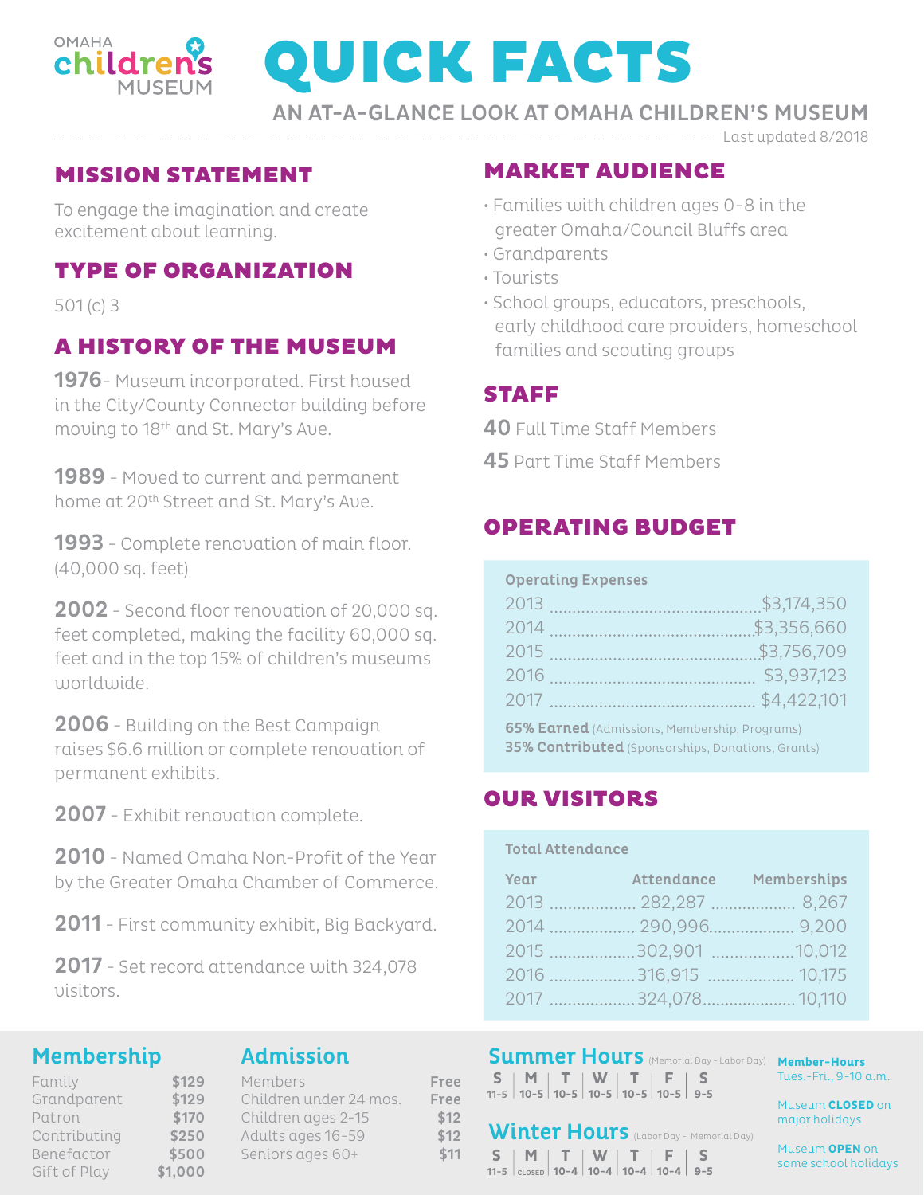OMAHA children's MUSEUM

# QUICK FACTS

## AN AT-A-GLANCE LOOK AT OMAHA CHILDREN'S MUSEUM

Last updated 8/2018

## MISSION STATEMENT

To engage the imagination and create excitement about learning.

## TYPE OF ORGANIZATION

501 (c) 3

## A HISTORY OF THE MUSEUM

**1976** - Museum incorporated. First housed in the City/County Connector building before moving to 18th and St. Mary's Ave.

**1989** - Moved to current and permanent home at 20th Street and St. Mary's Ave.

**1993** - Complete renovation of main floor. (40,000 sq. feet)

**2002** - Second floor renovation of 20,000 sq. feet completed, making the facility 60,000 sq. feet and in the top 15% of children's museums worldwide.

**2006** - Building on the Best Campaign raises $6.6 million or complete renovation of permanent exhibits.

**2007** - Exhibit renovation complete.

**2010** - Named Omaha Non-Profit of the Year by the Greater Omaha Chamber of Commerce.

**2011** - First community exhibit, Big Backyard.

**2017** - Set record attendance with 324,078 visitors.

## MARKET AUDIENCE

- Families with children ages 0-8 in the greater Omaha/Council Bluffs area
- Grandparents
- Tourists
- School groups, educators, preschools, early childhood care providers, homeschool families and scouting groups

## STAFF

**40** Full Time Staff Members

**45** Part Time Staff Members

## OPERATING BUDGET

**Operating Expenses**

| Year | Amount |
|---|---|
| 2013 | $3,174,350 |
| 2014 | $3,356,660 |
| 2015 | $3,756,709 |
| 2016 | $3,937,123 |
| 2017 | $4,422,101 |

**65% Earned** (Admissions, Membership, Programs)
**35% Contributed** (Sponsorships, Donations, Grants)

## OUR VISITORS

**Total Attendance**

| Year | Attendance | Memberships |
|---|---|---|
| 2013 | 282,287 | 8,267 |
| 2014 | 290,996 | 9,200 |
| 2015 | 302,901 | 10,012 |
| 2016 | 316,915 | 10,175 |
| 2017 | 324,078 | 10,110 |

### Membership

| | |
|---|---|
| Family | $129 |
| Grandparent | $129 |
| Patron | $170 |
| Contributing | $250 |
| Benefactor | $500 |
| Gift of Play | $1,000 |

### Admission

| | |
|---|---|
| Members | Free |
| Children under 24 mos. | Free |
| Children ages 2-15 | $12 |
| Adults ages 16-59 | $12 |
| Seniors ages 60+ | $11 |

### Summer Hours (Memorial Day - Labor Day)

| S | M | T | W | T | F | S |
|---|---|---|---|---|---|---|
| 11-5 | 10-5 | 10-5 | 10-5 | 10-5 | 10-5 | 9-5 |

### Winter Hours (Labor Day - Memorial Day)

| S | M | T | W | T | F | S |
|---|---|---|---|---|---|---|
| 11-5 | CLOSED | 10-4 | 10-4 | 10-4 | 10-4 | 9-5 |

**Member-Hours**
Tues.-Fri., 9-10 a.m.

Museum **CLOSED** on major holidays

Museum **OPEN** on some school holidays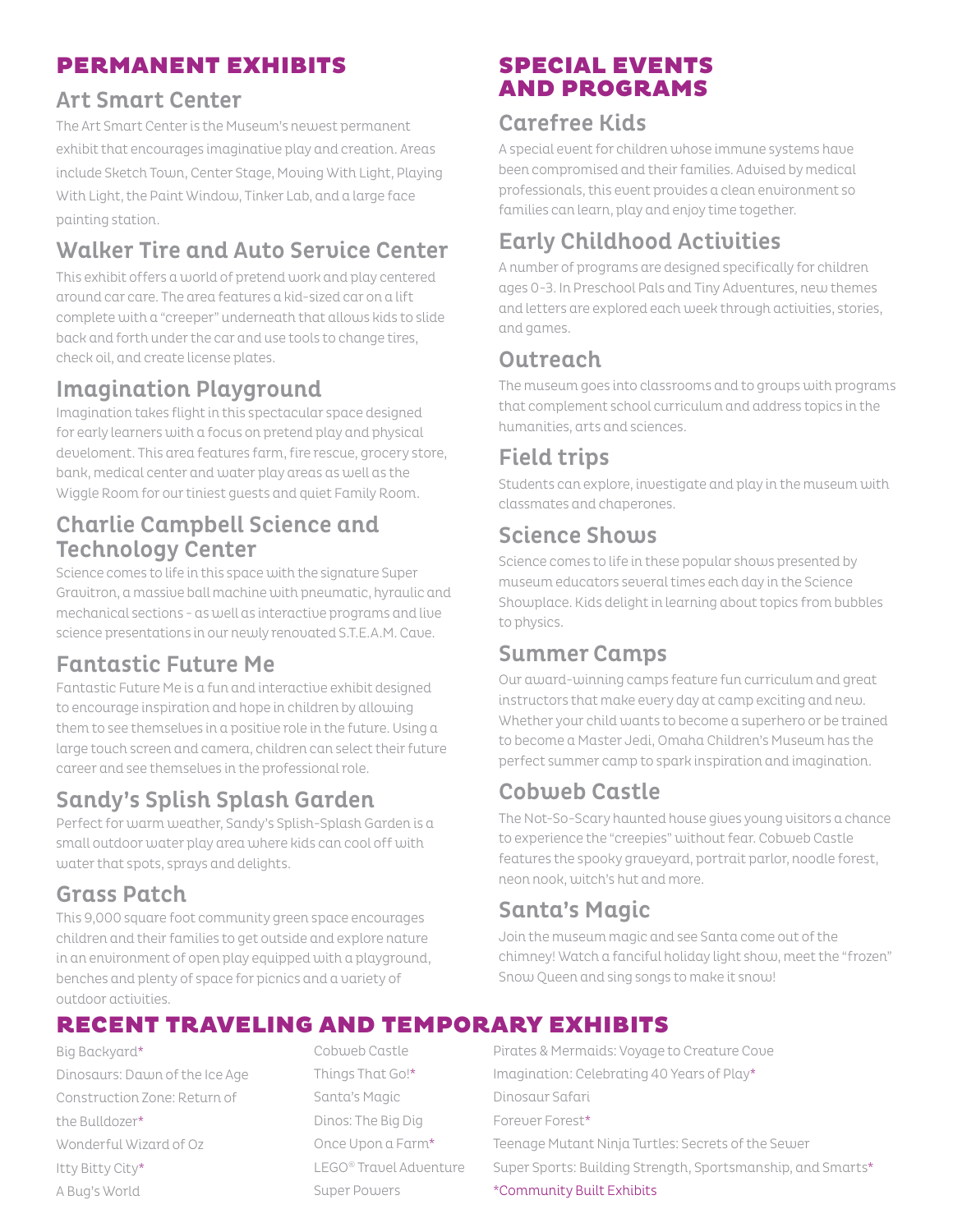## PERMANENT EXHIBITS

### Art Smart Center

The Art Smart Center is the Museum's newest permanent exhibit that encourages imaginative play and creation. Areas include Sketch Town, Center Stage, Moving With Light, Playing With Light, the Paint Window, Tinker Lab, and a large face painting station.

### Walker Tire and Auto Service Center

This exhibit offers a world of pretend work and play centered around car care. The area features a kid-sized car on a lift complete with a "creeper" underneath that allows kids to slide back and forth under the car and use tools to change tires, check oil, and create license plates.

### Imagination Playground

Imagination takes flight in this spectacular space designed for early learners with a focus on pretend play and physical develoment. This area features farm, fire rescue, grocery store, bank, medical center and water play areas as well as the Wiggle Room for our tiniest guests and quiet Family Room.

### Charlie Campbell Science and Technology Center

Science comes to life in this space with the signature Super Gravitron, a massive ball machine with pneumatic, hyraulic and mechanical sections - as well as interactive programs and live science presentations in our newly renovated S.T.E.A.M. Cave.

### Fantastic Future Me

Fantastic Future Me is a fun and interactive exhibit designed to encourage inspiration and hope in children by allowing them to see themselves in a positive role in the future. Using a large touch screen and camera, children can select their future career and see themselves in the professional role.

### Sandy's Splish Splash Garden

Perfect for warm weather, Sandy's Splish-Splash Garden is a small outdoor water play area where kids can cool off with water that spots, sprays and delights.

### Grass Patch

This 9,000 square foot community green space encourages children and their families to get outside and explore nature in an environment of open play equipped with a playground, benches and plenty of space for picnics and a variety of outdoor activities.

## SPECIAL EVENTS AND PROGRAMS

### Carefree Kids

A special event for children whose immune systems have been compromised and their families. Advised by medical professionals, this event provides a clean environment so families can learn, play and enjoy time together.

### Early Childhood Activities

A number of programs are designed specifically for children ages 0-3. In Preschool Pals and Tiny Adventures, new themes and letters are explored each week through activities, stories, and games.

### Outreach

The museum goes into classrooms and to groups with programs that complement school curriculum and address topics in the humanities, arts and sciences.

### Field trips

Students can explore, investigate and play in the museum with classmates and chaperones.

### Science Shows

Science comes to life in these popular shows presented by museum educators several times each day in the Science Showplace. Kids delight in learning about topics from bubbles to physics.

### Summer Camps

Our award-winning camps feature fun curriculum and great instructors that make every day at camp exciting and new. Whether your child wants to become a superhero or be trained to become a Master Jedi, Omaha Children's Museum has the perfect summer camp to spark inspiration and imagination.

### Cobweb Castle

The Not-So-Scary haunted house gives young visitors a chance to experience the "creepies" without fear. Cobweb Castle features the spooky graveyard, portrait parlor, noodle forest, neon nook, witch's hut and more.

### Santa's Magic

Join the museum magic and see Santa come out of the chimney! Watch a fanciful holiday light show, meet the "frozen" Snow Queen and sing songs to make it snow!

## RECENT TRAVELING AND TEMPORARY EXHIBITS

Big Backyard*
Dinosaurs: Dawn of the Ice Age
Construction Zone: Return of the Bulldozer*
Wonderful Wizard of Oz
Itty Bitty City*
A Bug's World
Cobweb Castle
Things That Go!*
Santa's Magic
Dinos: The Big Dig
Once Upon a Farm*
LEGO® Travel Adventure
Super Powers
Pirates & Mermaids: Voyage to Creature Cove
Imagination: Celebrating 40 Years of Play*
Dinosaur Safari
Forever Forest*
Teenage Mutant Ninja Turtles: Secrets of the Sewer
Super Sports: Building Strength, Sportsmanship, and Smarts*

*Community Built Exhibits